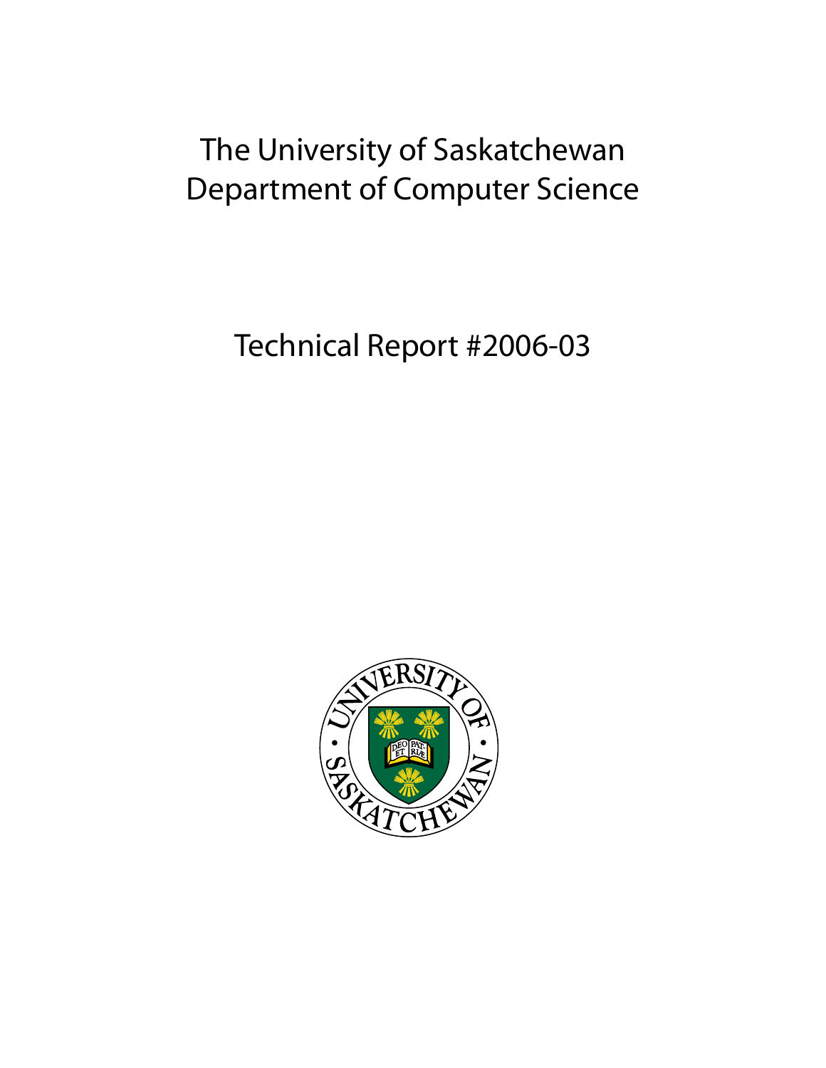The University of Saskatchewan
Department of Computer Science

Technical Report #2006-03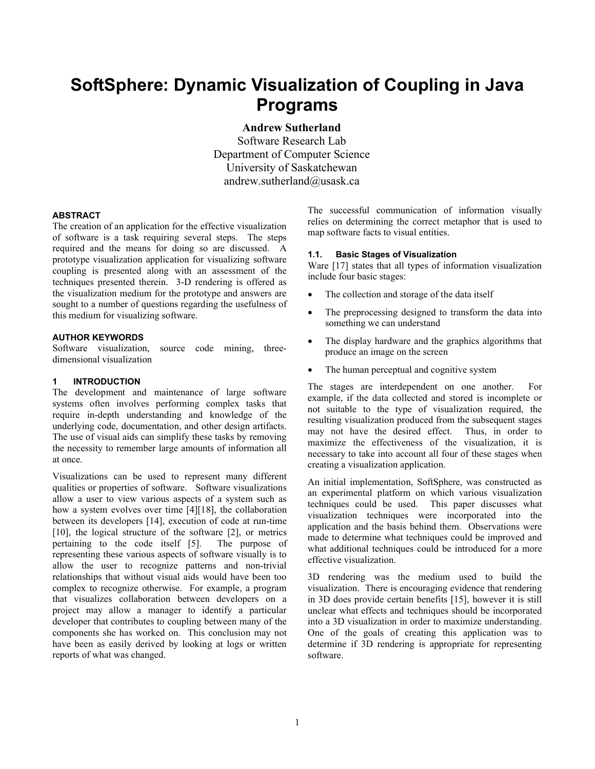# SoftSphere: Dynamic Visualization of Coupling in Java Programs

**Andrew Sutherland**
Software Research Lab
Department of Computer Science
University of Saskatchewan
andrew.sutherland@usask.ca

#### ABSTRACT

The creation of an application for the effective visualization of software is a task requiring several steps. The steps required and the means for doing so are discussed. A prototype visualization application for visualizing software coupling is presented along with an assessment of the techniques presented therein. 3-D rendering is offered as the visualization medium for the prototype and answers are sought to a number of questions regarding the usefulness of this medium for visualizing software.

#### AUTHOR KEYWORDS

Software visualization, source code mining, three-dimensional visualization

## 1 INTRODUCTION

The development and maintenance of large software systems often involves performing complex tasks that require in-depth understanding and knowledge of the underlying code, documentation, and other design artifacts. The use of visual aids can simplify these tasks by removing the necessity to remember large amounts of information all at once.

Visualizations can be used to represent many different qualities or properties of software. Software visualizations allow a user to view various aspects of a system such as how a system evolves over time [4][18], the collaboration between its developers [14], execution of code at run-time [10], the logical structure of the software [2], or metrics pertaining to the code itself [5]. The purpose of representing these various aspects of software visually is to allow the user to recognize patterns and non-trivial relationships that without visual aids would have been too complex to recognize otherwise. For example, a program that visualizes collaboration between developers on a project may allow a manager to identify a particular developer that contributes to coupling between many of the components she has worked on. This conclusion may not have been as easily derived by looking at logs or written reports of what was changed.

The successful communication of information visually relies on determining the correct metaphor that is used to map software facts to visual entities.

### 1.1. Basic Stages of Visualization

Ware [17] states that all types of information visualization include four basic stages:

- The collection and storage of the data itself
- The preprocessing designed to transform the data into something we can understand
- The display hardware and the graphics algorithms that produce an image on the screen
- The human perceptual and cognitive system

The stages are interdependent on one another. For example, if the data collected and stored is incomplete or not suitable to the type of visualization required, the resulting visualization produced from the subsequent stages may not have the desired effect. Thus, in order to maximize the effectiveness of the visualization, it is necessary to take into account all four of these stages when creating a visualization application.

An initial implementation, SoftSphere, was constructed as an experimental platform on which various visualization techniques could be used. This paper discusses what visualization techniques were incorporated into the application and the basis behind them. Observations were made to determine what techniques could be improved and what additional techniques could be introduced for a more effective visualization.

3D rendering was the medium used to build the visualization. There is encouraging evidence that rendering in 3D does provide certain benefits [15], however it is still unclear what effects and techniques should be incorporated into a 3D visualization in order to maximize understanding. One of the goals of creating this application was to determine if 3D rendering is appropriate for representing software.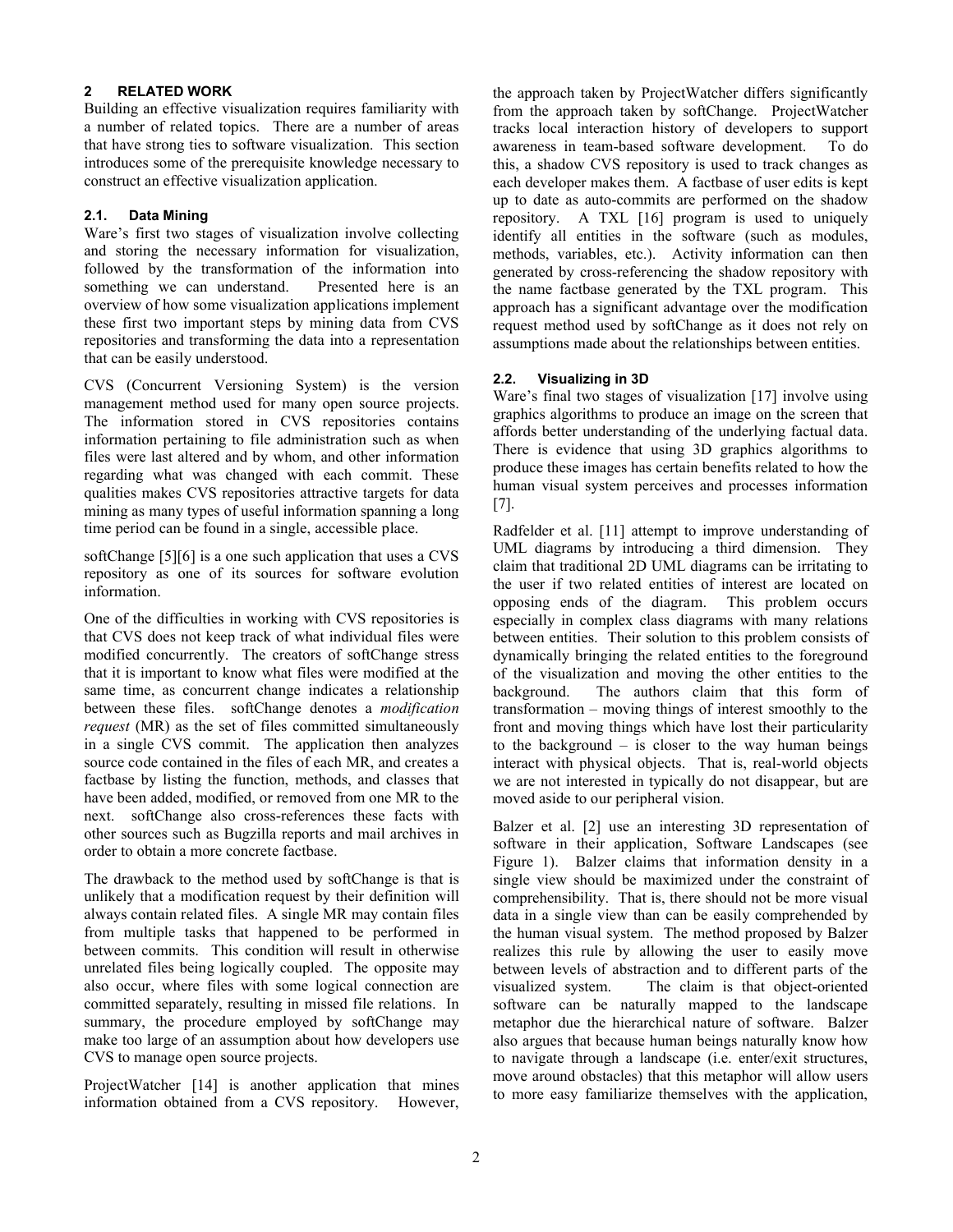## 2 RELATED WORK

Building an effective visualization requires familiarity with a number of related topics. There are a number of areas that have strong ties to software visualization. This section introduces some of the prerequisite knowledge necessary to construct an effective visualization application.

### 2.1. Data Mining

Ware's first two stages of visualization involve collecting and storing the necessary information for visualization, followed by the transformation of the information into something we can understand. Presented here is an overview of how some visualization applications implement these first two important steps by mining data from CVS repositories and transforming the data into a representation that can be easily understood.

CVS (Concurrent Versioning System) is the version management method used for many open source projects. The information stored in CVS repositories contains information pertaining to file administration such as when files were last altered and by whom, and other information regarding what was changed with each commit. These qualities makes CVS repositories attractive targets for data mining as many types of useful information spanning a long time period can be found in a single, accessible place.

softChange [5][6] is a one such application that uses a CVS repository as one of its sources for software evolution information.

One of the difficulties in working with CVS repositories is that CVS does not keep track of what individual files were modified concurrently. The creators of softChange stress that it is important to know what files were modified at the same time, as concurrent change indicates a relationship between these files. softChange denotes a *modification request* (MR) as the set of files committed simultaneously in a single CVS commit. The application then analyzes source code contained in the files of each MR, and creates a factbase by listing the function, methods, and classes that have been added, modified, or removed from one MR to the next. softChange also cross-references these facts with other sources such as Bugzilla reports and mail archives in order to obtain a more concrete factbase.

The drawback to the method used by softChange is that is unlikely that a modification request by their definition will always contain related files. A single MR may contain files from multiple tasks that happened to be performed in between commits. This condition will result in otherwise unrelated files being logically coupled. The opposite may also occur, where files with some logical connection are committed separately, resulting in missed file relations. In summary, the procedure employed by softChange may make too large of an assumption about how developers use CVS to manage open source projects.

ProjectWatcher [14] is another application that mines information obtained from a CVS repository. However, the approach taken by ProjectWatcher differs significantly from the approach taken by softChange. ProjectWatcher tracks local interaction history of developers to support awareness in team-based software development. To do this, a shadow CVS repository is used to track changes as each developer makes them. A factbase of user edits is kept up to date as auto-commits are performed on the shadow repository. A TXL [16] program is used to uniquely identify all entities in the software (such as modules, methods, variables, etc.). Activity information can then generated by cross-referencing the shadow repository with the name factbase generated by the TXL program. This approach has a significant advantage over the modification request method used by softChange as it does not rely on assumptions made about the relationships between entities.

### 2.2. Visualizing in 3D

Ware's final two stages of visualization [17] involve using graphics algorithms to produce an image on the screen that affords better understanding of the underlying factual data. There is evidence that using 3D graphics algorithms to produce these images has certain benefits related to how the human visual system perceives and processes information [7].

Radfelder et al. [11] attempt to improve understanding of UML diagrams by introducing a third dimension. They claim that traditional 2D UML diagrams can be irritating to the user if two related entities of interest are located on opposing ends of the diagram. This problem occurs especially in complex class diagrams with many relations between entities. Their solution to this problem consists of dynamically bringing the related entities to the foreground of the visualization and moving the other entities to the background. The authors claim that this form of transformation – moving things of interest smoothly to the front and moving things which have lost their particularity to the background – is closer to the way human beings interact with physical objects. That is, real-world objects we are not interested in typically do not disappear, but are moved aside to our peripheral vision.

Balzer et al. [2] use an interesting 3D representation of software in their application, Software Landscapes (see Figure 1). Balzer claims that information density in a single view should be maximized under the constraint of comprehensibility. That is, there should not be more visual data in a single view than can be easily comprehended by the human visual system. The method proposed by Balzer realizes this rule by allowing the user to easily move between levels of abstraction and to different parts of the visualized system. The claim is that object-oriented software can be naturally mapped to the landscape metaphor due the hierarchical nature of software. Balzer also argues that because human beings naturally know how to navigate through a landscape (i.e. enter/exit structures, move around obstacles) that this metaphor will allow users to more easy familiarize themselves with the application,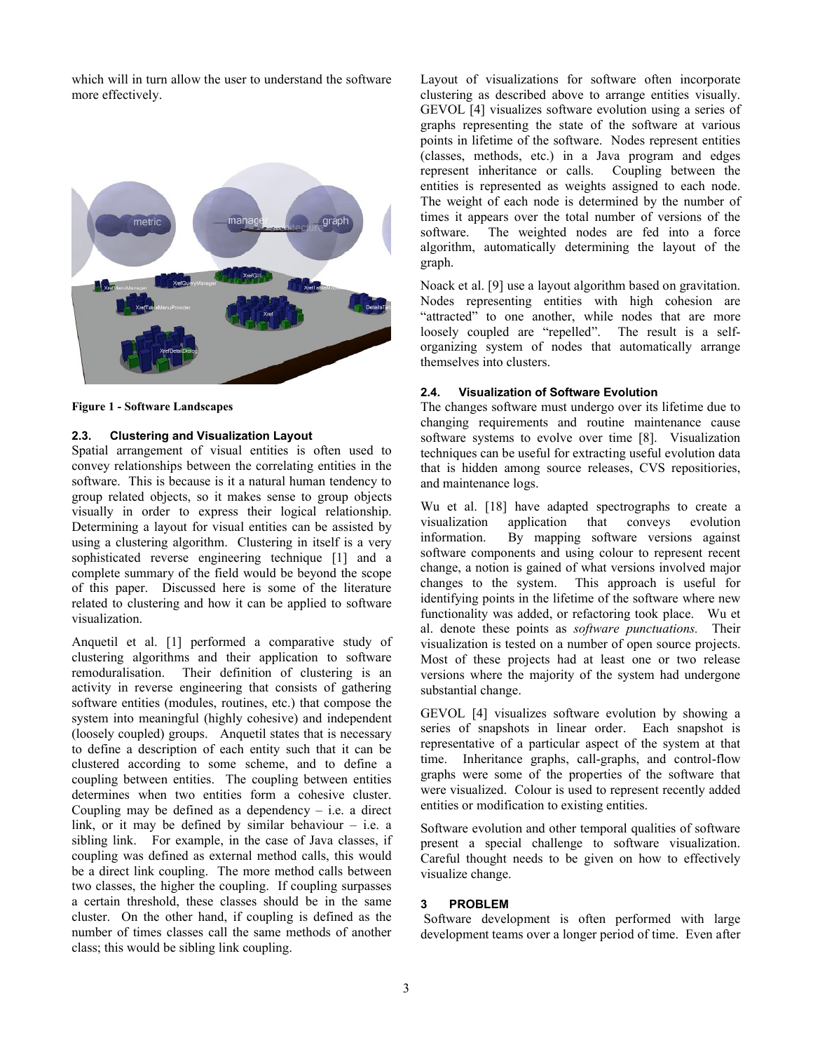which will in turn allow the user to understand the software more effectively.

**Figure 1 - Software Landscapes**

### 2.3. Clustering and Visualization Layout

Spatial arrangement of visual entities is often used to convey relationships between the correlating entities in the software. This is because is it a natural human tendency to group related objects, so it makes sense to group objects visually in order to express their logical relationship. Determining a layout for visual entities can be assisted by using a clustering algorithm. Clustering in itself is a very sophisticated reverse engineering technique [1] and a complete summary of the field would be beyond the scope of this paper. Discussed here is some of the literature related to clustering and how it can be applied to software visualization.

Anquetil et al. [1] performed a comparative study of clustering algorithms and their application to software remoduralisation. Their definition of clustering is an activity in reverse engineering that consists of gathering software entities (modules, routines, etc.) that compose the system into meaningful (highly cohesive) and independent (loosely coupled) groups. Anquetil states that is necessary to define a description of each entity such that it can be clustered according to some scheme, and to define a coupling between entities. The coupling between entities determines when two entities form a cohesive cluster. Coupling may be defined as a dependency – i.e. a direct link, or it may be defined by similar behaviour – i.e. a sibling link. For example, in the case of Java classes, if coupling was defined as external method calls, this would be a direct link coupling. The more method calls between two classes, the higher the coupling. If coupling surpasses a certain threshold, these classes should be in the same cluster. On the other hand, if coupling is defined as the number of times classes call the same methods of another class; this would be sibling link coupling.

Layout of visualizations for software often incorporate clustering as described above to arrange entities visually. GEVOL [4] visualizes software evolution using a series of graphs representing the state of the software at various points in lifetime of the software. Nodes represent entities (classes, methods, etc.) in a Java program and edges represent inheritance or calls. Coupling between the entities is represented as weights assigned to each node. The weight of each node is determined by the number of times it appears over the total number of versions of the software. The weighted nodes are fed into a force algorithm, automatically determining the layout of the graph.

Noack et al. [9] use a layout algorithm based on gravitation. Nodes representing entities with high cohesion are "attracted" to one another, while nodes that are more loosely coupled are "repelled". The result is a self-organizing system of nodes that automatically arrange themselves into clusters.

### 2.4. Visualization of Software Evolution

The changes software must undergo over its lifetime due to changing requirements and routine maintenance cause software systems to evolve over time [8]. Visualization techniques can be useful for extracting useful evolution data that is hidden among source releases, CVS repositiories, and maintenance logs.

Wu et al. [18] have adapted spectrographs to create a visualization application that conveys evolution information. By mapping software versions against software components and using colour to represent recent change, a notion is gained of what versions involved major changes to the system. This approach is useful for identifying points in the lifetime of the software where new functionality was added, or refactoring took place. Wu et al. denote these points as *software punctuations.* Their visualization is tested on a number of open source projects. Most of these projects had at least one or two release versions where the majority of the system had undergone substantial change.

GEVOL [4] visualizes software evolution by showing a series of snapshots in linear order. Each snapshot is representative of a particular aspect of the system at that time. Inheritance graphs, call-graphs, and control-flow graphs were some of the properties of the software that were visualized. Colour is used to represent recently added entities or modification to existing entities.

Software evolution and other temporal qualities of software present a special challenge to software visualization. Careful thought needs to be given on how to effectively visualize change.

## 3 PROBLEM

Software development is often performed with large development teams over a longer period of time. Even after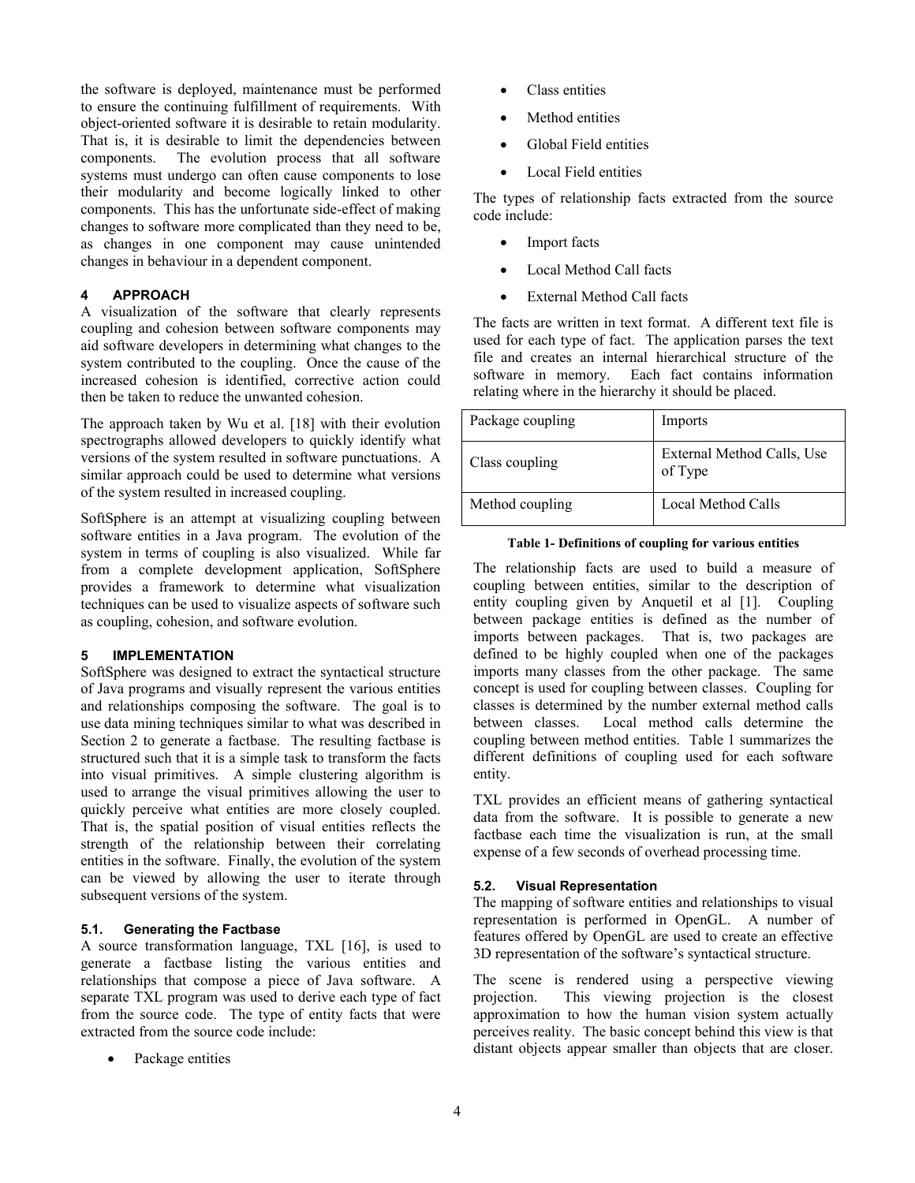the software is deployed, maintenance must be performed to ensure the continuing fulfillment of requirements. With object-oriented software it is desirable to retain modularity. That is, it is desirable to limit the dependencies between components. The evolution process that all software systems must undergo can often cause components to lose their modularity and become logically linked to other components. This has the unfortunate side-effect of making changes to software more complicated than they need to be, as changes in one component may cause unintended changes in behaviour in a dependent component.

## 4 APPROACH

A visualization of the software that clearly represents coupling and cohesion between software components may aid software developers in determining what changes to the system contributed to the coupling. Once the cause of the increased cohesion is identified, corrective action could then be taken to reduce the unwanted cohesion.

The approach taken by Wu et al. [18] with their evolution spectrographs allowed developers to quickly identify what versions of the system resulted in software punctuations. A similar approach could be used to determine what versions of the system resulted in increased coupling.

SoftSphere is an attempt at visualizing coupling between software entities in a Java program. The evolution of the system in terms of coupling is also visualized. While far from a complete development application, SoftSphere provides a framework to determine what visualization techniques can be used to visualize aspects of software such as coupling, cohesion, and software evolution.

## 5 IMPLEMENTATION

SoftSphere was designed to extract the syntactical structure of Java programs and visually represent the various entities and relationships composing the software. The goal is to use data mining techniques similar to what was described in Section 2 to generate a factbase. The resulting factbase is structured such that it is a simple task to transform the facts into visual primitives. A simple clustering algorithm is used to arrange the visual primitives allowing the user to quickly perceive what entities are more closely coupled. That is, the spatial position of visual entities reflects the strength of the relationship between their correlating entities in the software. Finally, the evolution of the system can be viewed by allowing the user to iterate through subsequent versions of the system.

### 5.1. Generating the Factbase

A source transformation language, TXL [16], is used to generate a factbase listing the various entities and relationships that compose a piece of Java software. A separate TXL program was used to derive each type of fact from the source code. The type of entity facts that were extracted from the source code include:

- Package entities
- Class entities
- Method entities
- Global Field entities
- Local Field entities

The types of relationship facts extracted from the source code include:

- Import facts
- Local Method Call facts
- External Method Call facts

The facts are written in text format. A different text file is used for each type of fact. The application parses the text file and creates an internal hierarchical structure of the software in memory. Each fact contains information relating where in the hierarchy it should be placed.

| | |
|---|---|
| Package coupling | Imports |
| Class coupling | External Method Calls, Use of Type |
| Method coupling | Local Method Calls |

**Table 1- Definitions of coupling for various entities**

The relationship facts are used to build a measure of coupling between entities, similar to the description of entity coupling given by Anquetil et al [1]. Coupling between package entities is defined as the number of imports between packages. That is, two packages are defined to be highly coupled when one of the packages imports many classes from the other package. The same concept is used for coupling between classes. Coupling for classes is determined by the number external method calls between classes. Local method calls determine the coupling between method entities. Table 1 summarizes the different definitions of coupling used for each software entity.

TXL provides an efficient means of gathering syntactical data from the software. It is possible to generate a new factbase each time the visualization is run, at the small expense of a few seconds of overhead processing time.

### 5.2. Visual Representation

The mapping of software entities and relationships to visual representation is performed in OpenGL. A number of features offered by OpenGL are used to create an effective 3D representation of the software's syntactical structure.

The scene is rendered using a perspective viewing projection. This viewing projection is the closest approximation to how the human vision system actually perceives reality. The basic concept behind this view is that distant objects appear smaller than objects that are closer.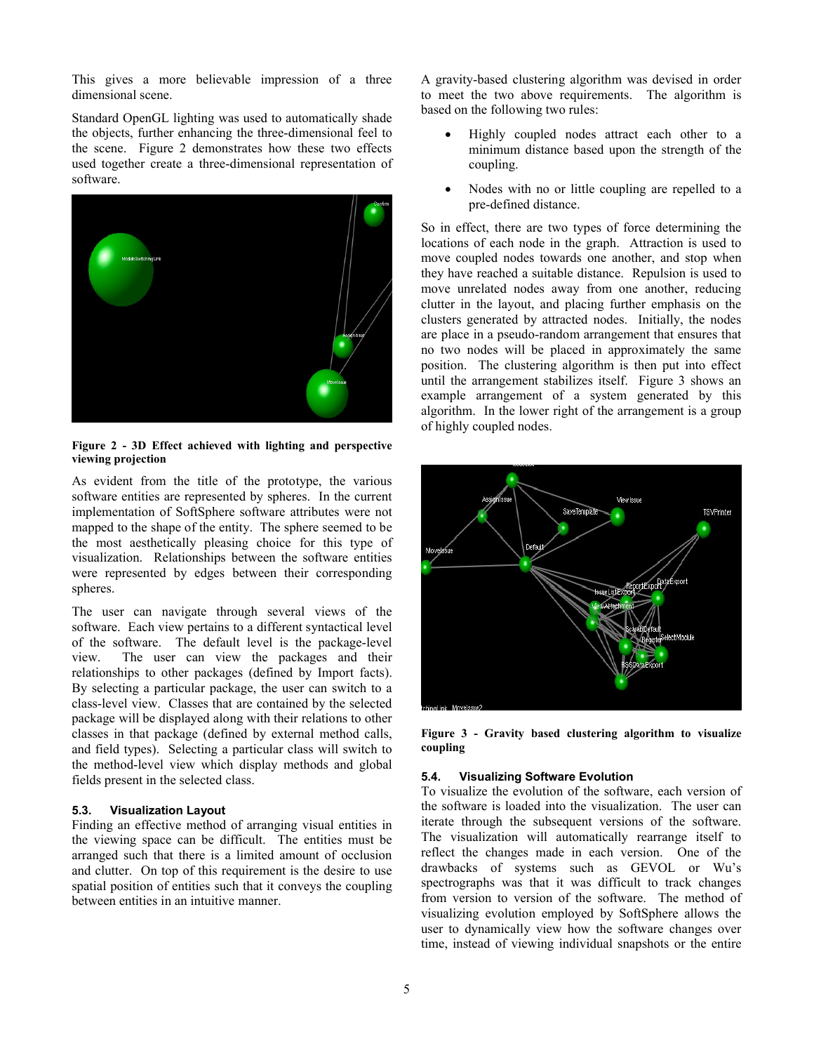This gives a more believable impression of a three dimensional scene.

Standard OpenGL lighting was used to automatically shade the objects, further enhancing the three-dimensional feel to the scene. Figure 2 demonstrates how these two effects used together create a three-dimensional representation of software.

**Figure 2 - 3D Effect achieved with lighting and perspective viewing projection**

As evident from the title of the prototype, the various software entities are represented by spheres. In the current implementation of SoftSphere software attributes were not mapped to the shape of the entity. The sphere seemed to be the most aesthetically pleasing choice for this type of visualization. Relationships between the software entities were represented by edges between their corresponding spheres.

The user can navigate through several views of the software. Each view pertains to a different syntactical level of the software. The default level is the package-level view. The user can view the packages and their relationships to other packages (defined by Import facts). By selecting a particular package, the user can switch to a class-level view. Classes that are contained by the selected package will be displayed along with their relations to other classes in that package (defined by external method calls, and field types). Selecting a particular class will switch to the method-level view which display methods and global fields present in the selected class.

### 5.3. Visualization Layout

Finding an effective method of arranging visual entities in the viewing space can be difficult. The entities must be arranged such that there is a limited amount of occlusion and clutter. On top of this requirement is the desire to use spatial position of entities such that it conveys the coupling between entities in an intuitive manner.

A gravity-based clustering algorithm was devised in order to meet the two above requirements. The algorithm is based on the following two rules:

- Highly coupled nodes attract each other to a minimum distance based upon the strength of the coupling.
- Nodes with no or little coupling are repelled to a pre-defined distance.

So in effect, there are two types of force determining the locations of each node in the graph. Attraction is used to move coupled nodes towards one another, and stop when they have reached a suitable distance. Repulsion is used to move unrelated nodes away from one another, reducing clutter in the layout, and placing further emphasis on the clusters generated by attracted nodes. Initially, the nodes are place in a pseudo-random arrangement that ensures that no two nodes will be placed in approximately the same position. The clustering algorithm is then put into effect until the arrangement stabilizes itself. Figure 3 shows an example arrangement of a system generated by this algorithm. In the lower right of the arrangement is a group of highly coupled nodes.

**Figure 3 - Gravity based clustering algorithm to visualize coupling**

### 5.4. Visualizing Software Evolution

To visualize the evolution of the software, each version of the software is loaded into the visualization. The user can iterate through the subsequent versions of the software. The visualization will automatically rearrange itself to reflect the changes made in each version. One of the drawbacks of systems such as GEVOL or Wu's spectrographs was that it was difficult to track changes from version to version of the software. The method of visualizing evolution employed by SoftSphere allows the user to dynamically view how the software changes over time, instead of viewing individual snapshots or the entire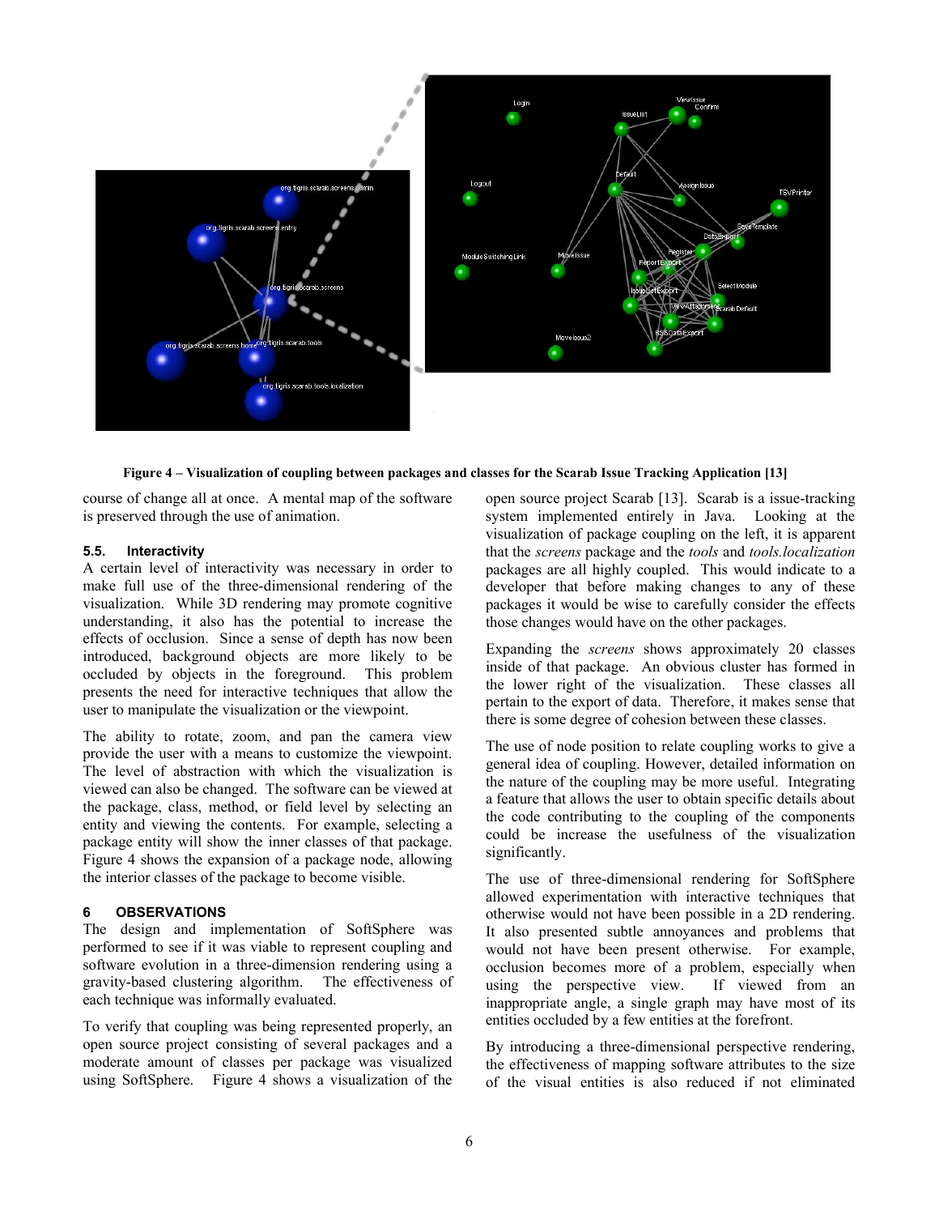Figure 4 – Visualization of coupling between packages and classes for the Scarab Issue Tracking Application [13]

course of change all at once. A mental map of the software is preserved through the use of animation.

### 5.5. Interactivity

A certain level of interactivity was necessary in order to make full use of the three-dimensional rendering of the visualization. While 3D rendering may promote cognitive understanding, it also has the potential to increase the effects of occlusion. Since a sense of depth has now been introduced, background objects are more likely to be occluded by objects in the foreground. This problem presents the need for interactive techniques that allow the user to manipulate the visualization or the viewpoint.

The ability to rotate, zoom, and pan the camera view provide the user with a means to customize the viewpoint. The level of abstraction with which the visualization is viewed can also be changed. The software can be viewed at the package, class, method, or field level by selecting an entity and viewing the contents. For example, selecting a package entity will show the inner classes of that package. Figure 4 shows the expansion of a package node, allowing the interior classes of the package to become visible.

## 6 OBSERVATIONS

The design and implementation of SoftSphere was performed to see if it was viable to represent coupling and software evolution in a three-dimension rendering using a gravity-based clustering algorithm. The effectiveness of each technique was informally evaluated.

To verify that coupling was being represented properly, an open source project consisting of several packages and a moderate amount of classes per package was visualized using SoftSphere. Figure 4 shows a visualization of the open source project Scarab [13]. Scarab is a issue-tracking system implemented entirely in Java. Looking at the visualization of package coupling on the left, it is apparent that the *screens* package and the *tools* and *tools.localization* packages are all highly coupled. This would indicate to a developer that before making changes to any of these packages it would be wise to carefully consider the effects those changes would have on the other packages.

Expanding the *screens* shows approximately 20 classes inside of that package. An obvious cluster has formed in the lower right of the visualization. These classes all pertain to the export of data. Therefore, it makes sense that there is some degree of cohesion between these classes.

The use of node position to relate coupling works to give a general idea of coupling. However, detailed information on the nature of the coupling may be more useful. Integrating a feature that allows the user to obtain specific details about the code contributing to the coupling of the components could be increase the usefulness of the visualization significantly.

The use of three-dimensional rendering for SoftSphere allowed experimentation with interactive techniques that otherwise would not have been possible in a 2D rendering. It also presented subtle annoyances and problems that would not have been present otherwise. For example, occlusion becomes more of a problem, especially when using the perspective view. If viewed from an inappropriate angle, a single graph may have most of its entities occluded by a few entities at the forefront.

By introducing a three-dimensional perspective rendering, the effectiveness of mapping software attributes to the size of the visual entities is also reduced if not eliminated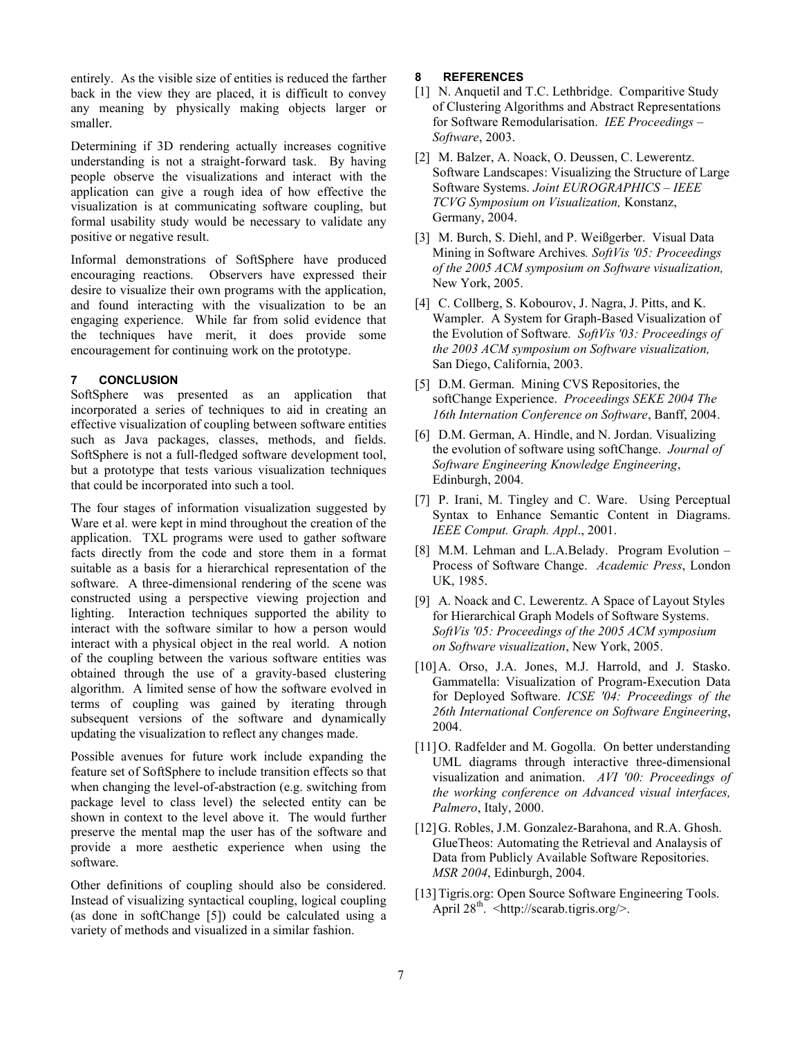entirely. As the visible size of entities is reduced the farther back in the view they are placed, it is difficult to convey any meaning by physically making objects larger or smaller.

Determining if 3D rendering actually increases cognitive understanding is not a straight-forward task. By having people observe the visualizations and interact with the application can give a rough idea of how effective the visualization is at communicating software coupling, but formal usability study would be necessary to validate any positive or negative result.

Informal demonstrations of SoftSphere have produced encouraging reactions. Observers have expressed their desire to visualize their own programs with the application, and found interacting with the visualization to be an engaging experience. While far from solid evidence that the techniques have merit, it does provide some encouragement for continuing work on the prototype.

## 7 CONCLUSION

SoftSphere was presented as an application that incorporated a series of techniques to aid in creating an effective visualization of coupling between software entities such as Java packages, classes, methods, and fields. SoftSphere is not a full-fledged software development tool, but a prototype that tests various visualization techniques that could be incorporated into such a tool.

The four stages of information visualization suggested by Ware et al. were kept in mind throughout the creation of the application. TXL programs were used to gather software facts directly from the code and store them in a format suitable as a basis for a hierarchical representation of the software. A three-dimensional rendering of the scene was constructed using a perspective viewing projection and lighting. Interaction techniques supported the ability to interact with the software similar to how a person would interact with a physical object in the real world. A notion of the coupling between the various software entities was obtained through the use of a gravity-based clustering algorithm. A limited sense of how the software evolved in terms of coupling was gained by iterating through subsequent versions of the software and dynamically updating the visualization to reflect any changes made.

Possible avenues for future work include expanding the feature set of SoftSphere to include transition effects so that when changing the level-of-abstraction (e.g. switching from package level to class level) the selected entity can be shown in context to the level above it. The would further preserve the mental map the user has of the software and provide a more aesthetic experience when using the software.

Other definitions of coupling should also be considered. Instead of visualizing syntactical coupling, logical coupling (as done in softChange [5]) could be calculated using a variety of methods and visualized in a similar fashion.

## 8 REFERENCES

[1] N. Anquetil and T.C. Lethbridge. Comparitive Study of Clustering Algorithms and Abstract Representations for Software Remodularisation. *IEE Proceedings – Software*, 2003.

[2] M. Balzer, A. Noack, O. Deussen, C. Lewerentz. Software Landscapes: Visualizing the Structure of Large Software Systems. *Joint EUROGRAPHICS – IEEE TCVG Symposium on Visualization,* Konstanz, Germany, 2004.

[3] M. Burch, S. Diehl, and P. Weißgerber. Visual Data Mining in Software Archives*. SoftVis '05: Proceedings of the 2005 ACM symposium on Software visualization,* New York, 2005.

[4] C. Collberg, S. Kobourov, J. Nagra, J. Pitts, and K. Wampler. A System for Graph-Based Visualization of the Evolution of Software*. SoftVis '03: Proceedings of the 2003 ACM symposium on Software visualization,* San Diego, California, 2003.

[5] D.M. German. Mining CVS Repositories, the softChange Experience. *Proceedings SEKE 2004 The 16th Internation Conference on Software*, Banff, 2004.

[6] D.M. German, A. Hindle, and N. Jordan. Visualizing the evolution of software using softChange. *Journal of Software Engineering Knowledge Engineering*, Edinburgh, 2004.

[7] P. Irani, M. Tingley and C. Ware. Using Perceptual Syntax to Enhance Semantic Content in Diagrams. *IEEE Comput. Graph. Appl*., 2001.

[8] M.M. Lehman and L.A.Belady. Program Evolution – Process of Software Change. *Academic Press*, London UK, 1985.

[9] A. Noack and C. Lewerentz. A Space of Layout Styles for Hierarchical Graph Models of Software Systems. *SoftVis '05: Proceedings of the 2005 ACM symposium on Software visualization*, New York, 2005.

[10] A. Orso, J.A. Jones, M.J. Harrold, and J. Stasko. Gammatella: Visualization of Program-Execution Data for Deployed Software. *ICSE '04: Proceedings of the 26th International Conference on Software Engineering*, 2004.

[11] O. Radfelder and M. Gogolla. On better understanding UML diagrams through interactive three-dimensional visualization and animation. *AVI '00: Proceedings of the working conference on Advanced visual interfaces, Palmero*, Italy, 2000.

[12] G. Robles, J.M. Gonzalez-Barahona, and R.A. Ghosh. GlueTheos: Automating the Retrieval and Analaysis of Data from Publicly Available Software Repositories. *MSR 2004*, Edinburgh, 2004.

[13] Tigris.org: Open Source Software Engineering Tools. April 28th. <http://scarab.tigris.org/>.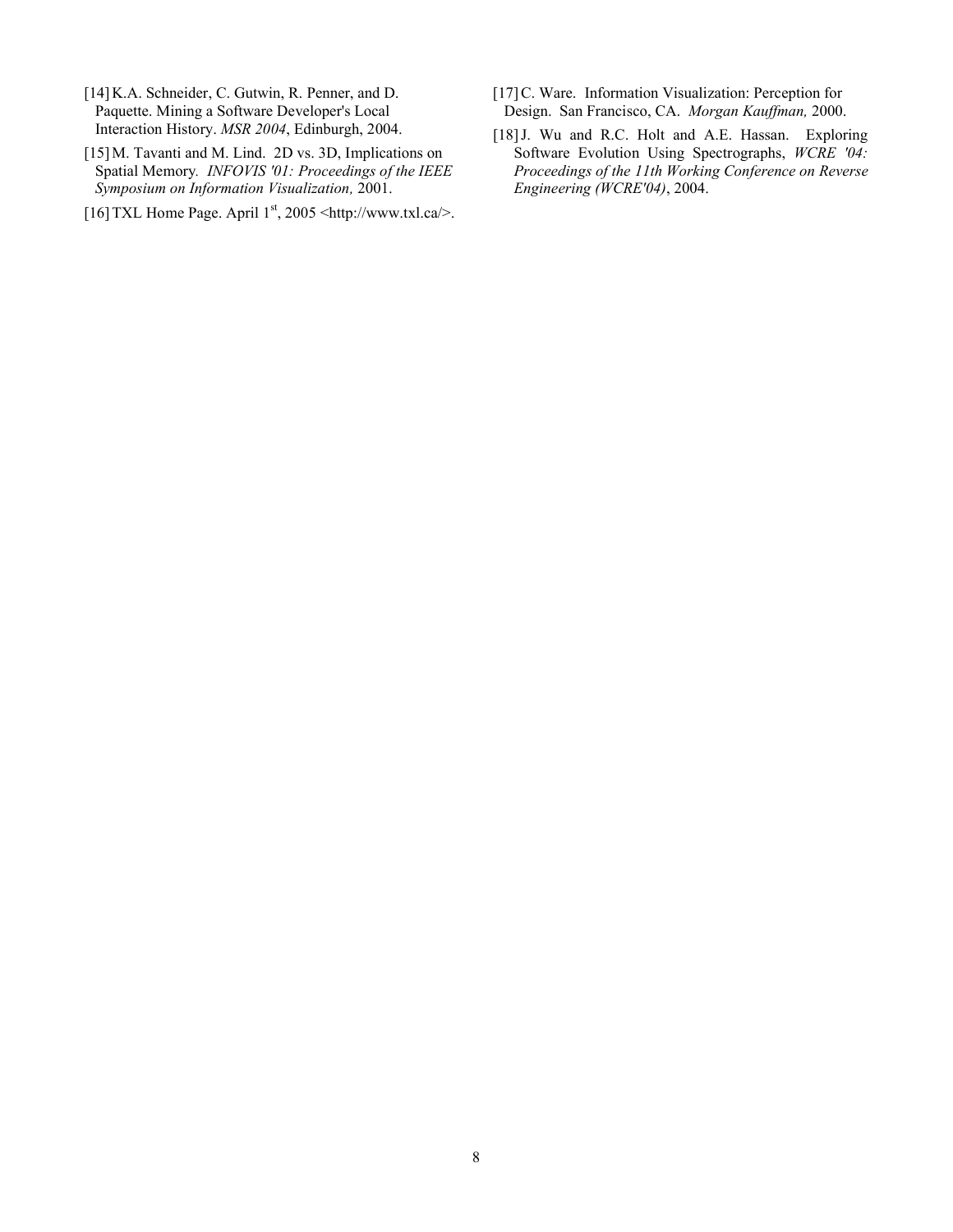[14] K.A. Schneider, C. Gutwin, R. Penner, and D. Paquette. Mining a Software Developer's Local Interaction History. *MSR 2004*, Edinburgh, 2004.

[15] M. Tavanti and M. Lind. 2D vs. 3D, Implications on Spatial Memory. *INFOVIS '01: Proceedings of the IEEE Symposium on Information Visualization,* 2001.

[16] TXL Home Page. April 1st, 2005 <http://www.txl.ca/>.

[17] C. Ware. Information Visualization: Perception for Design. San Francisco, CA. *Morgan Kauffman,* 2000.

[18] J. Wu and R.C. Holt and A.E. Hassan. Exploring Software Evolution Using Spectrographs, *WCRE '04: Proceedings of the 11th Working Conference on Reverse Engineering (WCRE'04)*, 2004.